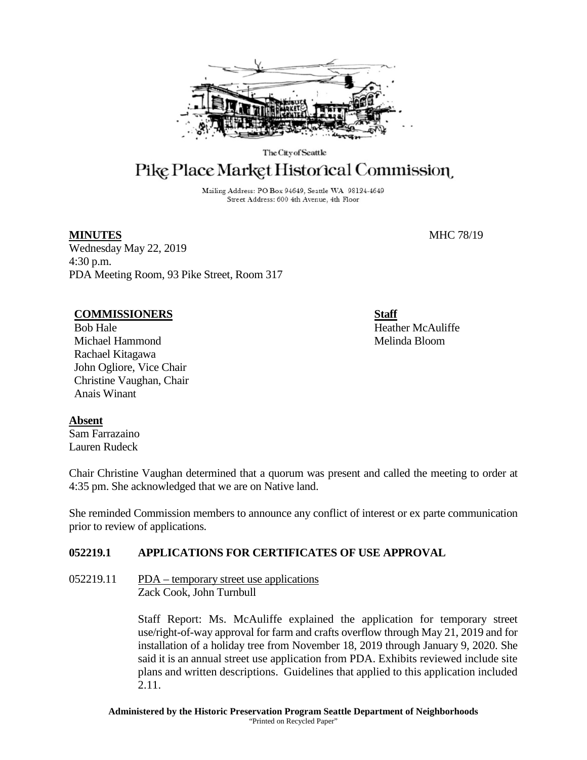The City of Seattle

# Pike Place Market Historical Commission

Mailing Address: PO Box 94649, Seattle WA 98124-4649
Street Address: 600 4th Avenue, 4th Floor

**MINUTES** MHC 78/19

Wednesday May 22, 2019
4:30 p.m.
PDA Meeting Room, 93 Pike Street, Room 317

**COMMISSIONERS**

Bob Hale
Michael Hammond
Rachael Kitagawa
John Ogliore, Vice Chair
Christine Vaughan, Chair
Anais Winant

**Staff**

Heather McAuliffe
Melinda Bloom

**Absent**

Sam Farrazaino
Lauren Rudeck

Chair Christine Vaughan determined that a quorum was present and called the meeting to order at 4:35 pm. She acknowledged that we are on Native land.

She reminded Commission members to announce any conflict of interest or ex parte communication prior to review of applications.

## 052219.1 APPLICATIONS FOR CERTIFICATES OF USE APPROVAL

052219.11 PDA – temporary street use applications
Zack Cook, John Turnbull

Staff Report: Ms. McAuliffe explained the application for temporary street use/right-of-way approval for farm and crafts overflow through May 21, 2019 and for installation of a holiday tree from November 18, 2019 through January 9, 2020. She said it is an annual street use application from PDA. Exhibits reviewed include site plans and written descriptions. Guidelines that applied to this application included 2.11.

**Administered by the Historic Preservation Program Seattle Department of Neighborhoods**
"Printed on Recycled Paper"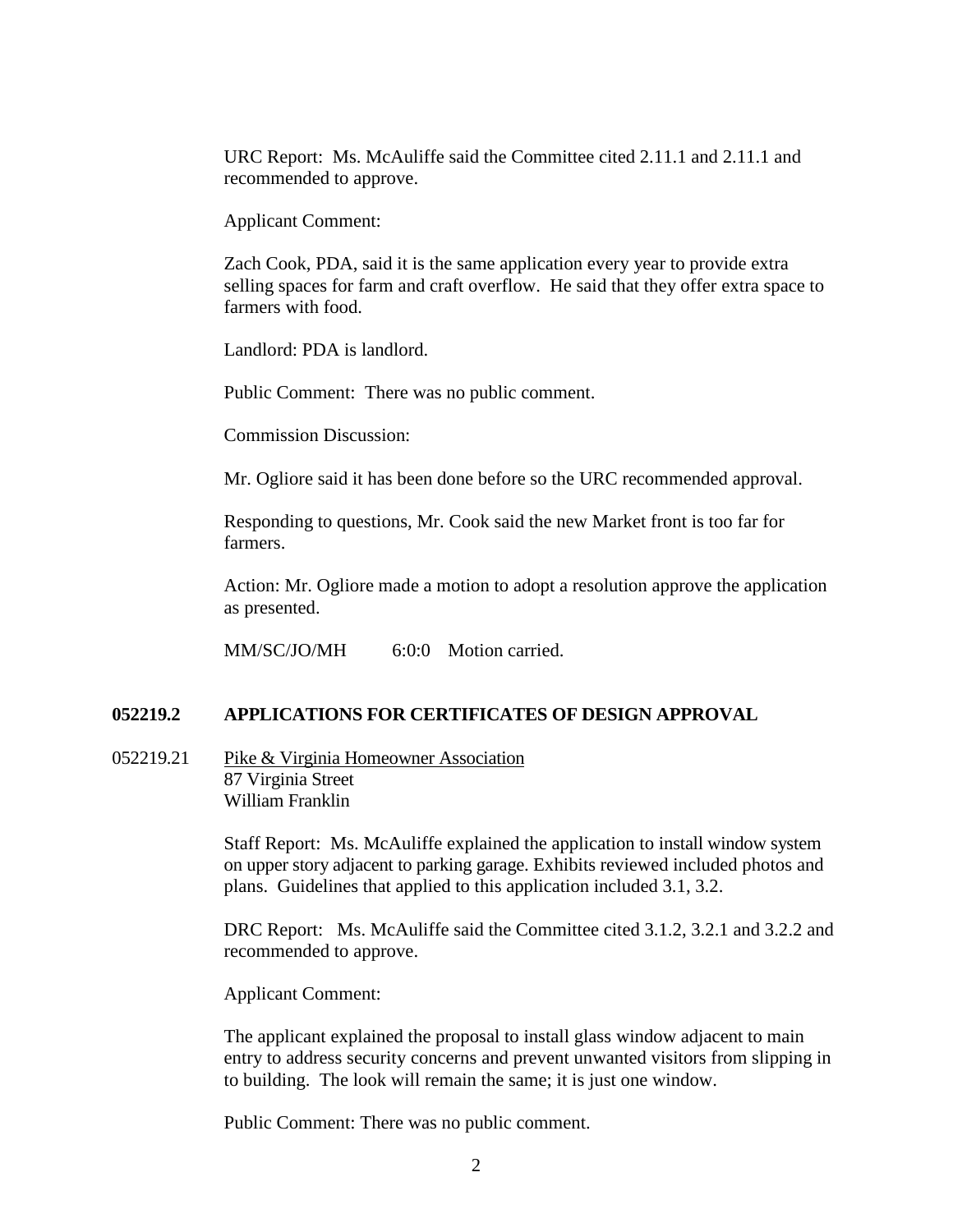URC Report: Ms. McAuliffe said the Committee cited 2.11.1 and 2.11.1 and recommended to approve.

Applicant Comment:

Zach Cook, PDA, said it is the same application every year to provide extra selling spaces for farm and craft overflow. He said that they offer extra space to farmers with food.

Landlord: PDA is landlord.

Public Comment: There was no public comment.

Commission Discussion:

Mr. Ogliore said it has been done before so the URC recommended approval.

Responding to questions, Mr. Cook said the new Market front is too far for farmers.

Action: Mr. Ogliore made a motion to adopt a resolution approve the application as presented.

MM/SC/JO/MH 6:0:0 Motion carried.

## 052219.2 APPLICATIONS FOR CERTIFICATES OF DESIGN APPROVAL

052219.21 Pike & Virginia Homeowner Association
87 Virginia Street
William Franklin

Staff Report: Ms. McAuliffe explained the application to install window system on upper story adjacent to parking garage. Exhibits reviewed included photos and plans. Guidelines that applied to this application included 3.1, 3.2.

DRC Report: Ms. McAuliffe said the Committee cited 3.1.2, 3.2.1 and 3.2.2 and recommended to approve.

Applicant Comment:

The applicant explained the proposal to install glass window adjacent to main entry to address security concerns and prevent unwanted visitors from slipping in to building. The look will remain the same; it is just one window.

Public Comment: There was no public comment.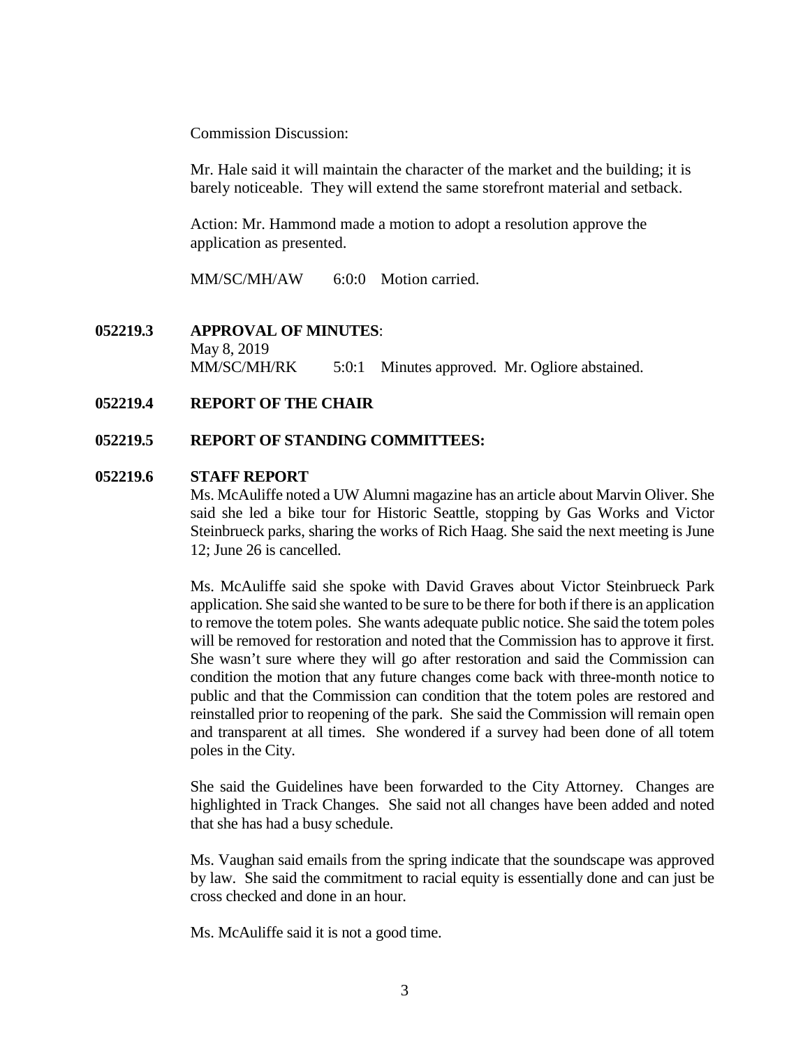Commission Discussion:

Mr. Hale said it will maintain the character of the market and the building; it is barely noticeable. They will extend the same storefront material and setback.

Action: Mr. Hammond made a motion to adopt a resolution approve the application as presented.

MM/SC/MH/AW 6:0:0 Motion carried.

**052219.3 APPROVAL OF MINUTES**:

May 8, 2019

MM/SC/MH/RK 5:0:1 Minutes approved. Mr. Ogliore abstained.

**052219.4 REPORT OF THE CHAIR**

**052219.5 REPORT OF STANDING COMMITTEES:**

**052219.6 STAFF REPORT**

Ms. McAuliffe noted a UW Alumni magazine has an article about Marvin Oliver. She said she led a bike tour for Historic Seattle, stopping by Gas Works and Victor Steinbrueck parks, sharing the works of Rich Haag. She said the next meeting is June 12; June 26 is cancelled.

Ms. McAuliffe said she spoke with David Graves about Victor Steinbrueck Park application. She said she wanted to be sure to be there for both if there is an application to remove the totem poles. She wants adequate public notice. She said the totem poles will be removed for restoration and noted that the Commission has to approve it first. She wasn't sure where they will go after restoration and said the Commission can condition the motion that any future changes come back with three-month notice to public and that the Commission can condition that the totem poles are restored and reinstalled prior to reopening of the park. She said the Commission will remain open and transparent at all times. She wondered if a survey had been done of all totem poles in the City.

She said the Guidelines have been forwarded to the City Attorney. Changes are highlighted in Track Changes. She said not all changes have been added and noted that she has had a busy schedule.

Ms. Vaughan said emails from the spring indicate that the soundscape was approved by law. She said the commitment to racial equity is essentially done and can just be cross checked and done in an hour.

Ms. McAuliffe said it is not a good time.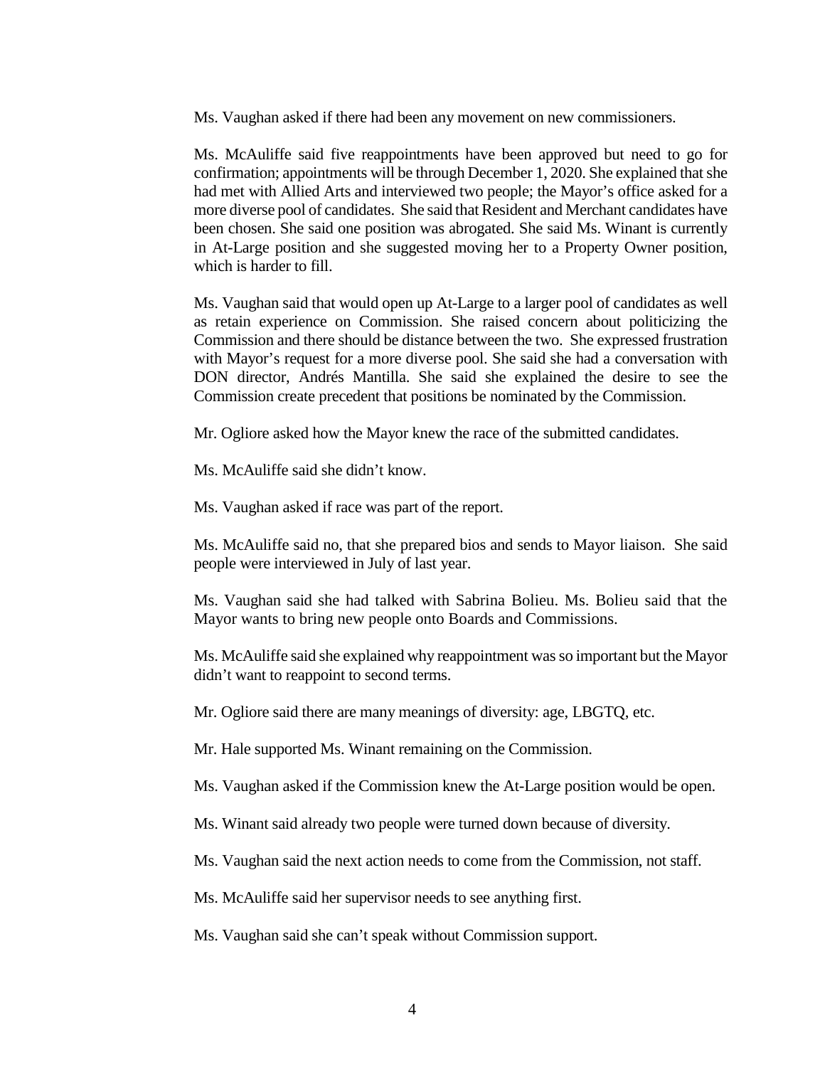Ms. Vaughan asked if there had been any movement on new commissioners.

Ms. McAuliffe said five reappointments have been approved but need to go for confirmation; appointments will be through December 1, 2020. She explained that she had met with Allied Arts and interviewed two people; the Mayor's office asked for a more diverse pool of candidates. She said that Resident and Merchant candidates have been chosen. She said one position was abrogated. She said Ms. Winant is currently in At-Large position and she suggested moving her to a Property Owner position, which is harder to fill.

Ms. Vaughan said that would open up At-Large to a larger pool of candidates as well as retain experience on Commission. She raised concern about politicizing the Commission and there should be distance between the two. She expressed frustration with Mayor's request for a more diverse pool. She said she had a conversation with DON director, Andrés Mantilla. She said she explained the desire to see the Commission create precedent that positions be nominated by the Commission.

Mr. Ogliore asked how the Mayor knew the race of the submitted candidates.

Ms. McAuliffe said she didn't know.

Ms. Vaughan asked if race was part of the report.

Ms. McAuliffe said no, that she prepared bios and sends to Mayor liaison. She said people were interviewed in July of last year.

Ms. Vaughan said she had talked with Sabrina Bolieu. Ms. Bolieu said that the Mayor wants to bring new people onto Boards and Commissions.

Ms. McAuliffe said she explained why reappointment was so important but the Mayor didn't want to reappoint to second terms.

Mr. Ogliore said there are many meanings of diversity: age, LBGTQ, etc.

Mr. Hale supported Ms. Winant remaining on the Commission.

Ms. Vaughan asked if the Commission knew the At-Large position would be open.

Ms. Winant said already two people were turned down because of diversity.

Ms. Vaughan said the next action needs to come from the Commission, not staff.

Ms. McAuliffe said her supervisor needs to see anything first.

Ms. Vaughan said she can't speak without Commission support.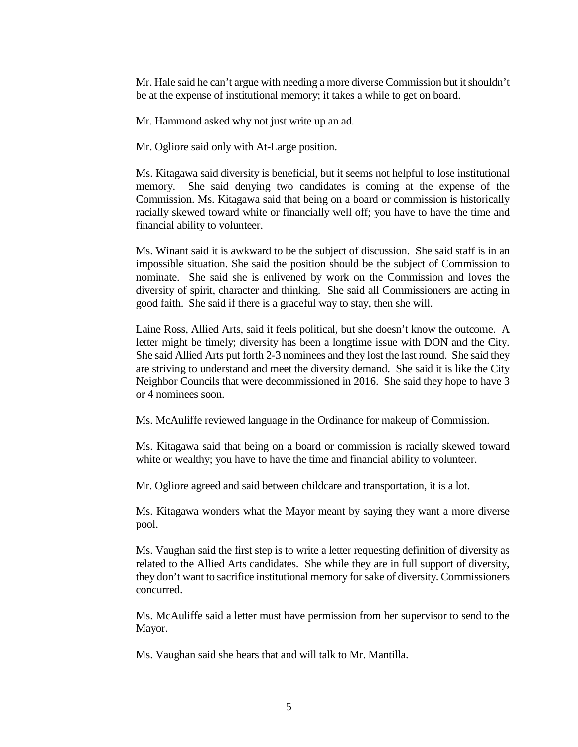Mr. Hale said he can't argue with needing a more diverse Commission but it shouldn't be at the expense of institutional memory; it takes a while to get on board.

Mr. Hammond asked why not just write up an ad.

Mr. Ogliore said only with At-Large position.

Ms. Kitagawa said diversity is beneficial, but it seems not helpful to lose institutional memory. She said denying two candidates is coming at the expense of the Commission. Ms. Kitagawa said that being on a board or commission is historically racially skewed toward white or financially well off; you have to have the time and financial ability to volunteer.

Ms. Winant said it is awkward to be the subject of discussion. She said staff is in an impossible situation. She said the position should be the subject of Commission to nominate. She said she is enlivened by work on the Commission and loves the diversity of spirit, character and thinking. She said all Commissioners are acting in good faith. She said if there is a graceful way to stay, then she will.

Laine Ross, Allied Arts, said it feels political, but she doesn't know the outcome. A letter might be timely; diversity has been a longtime issue with DON and the City. She said Allied Arts put forth 2-3 nominees and they lost the last round. She said they are striving to understand and meet the diversity demand. She said it is like the City Neighbor Councils that were decommissioned in 2016. She said they hope to have 3 or 4 nominees soon.

Ms. McAuliffe reviewed language in the Ordinance for makeup of Commission.

Ms. Kitagawa said that being on a board or commission is racially skewed toward white or wealthy; you have to have the time and financial ability to volunteer.

Mr. Ogliore agreed and said between childcare and transportation, it is a lot.

Ms. Kitagawa wonders what the Mayor meant by saying they want a more diverse pool.

Ms. Vaughan said the first step is to write a letter requesting definition of diversity as related to the Allied Arts candidates. She while they are in full support of diversity, they don't want to sacrifice institutional memory for sake of diversity. Commissioners concurred.

Ms. McAuliffe said a letter must have permission from her supervisor to send to the Mayor.

Ms. Vaughan said she hears that and will talk to Mr. Mantilla.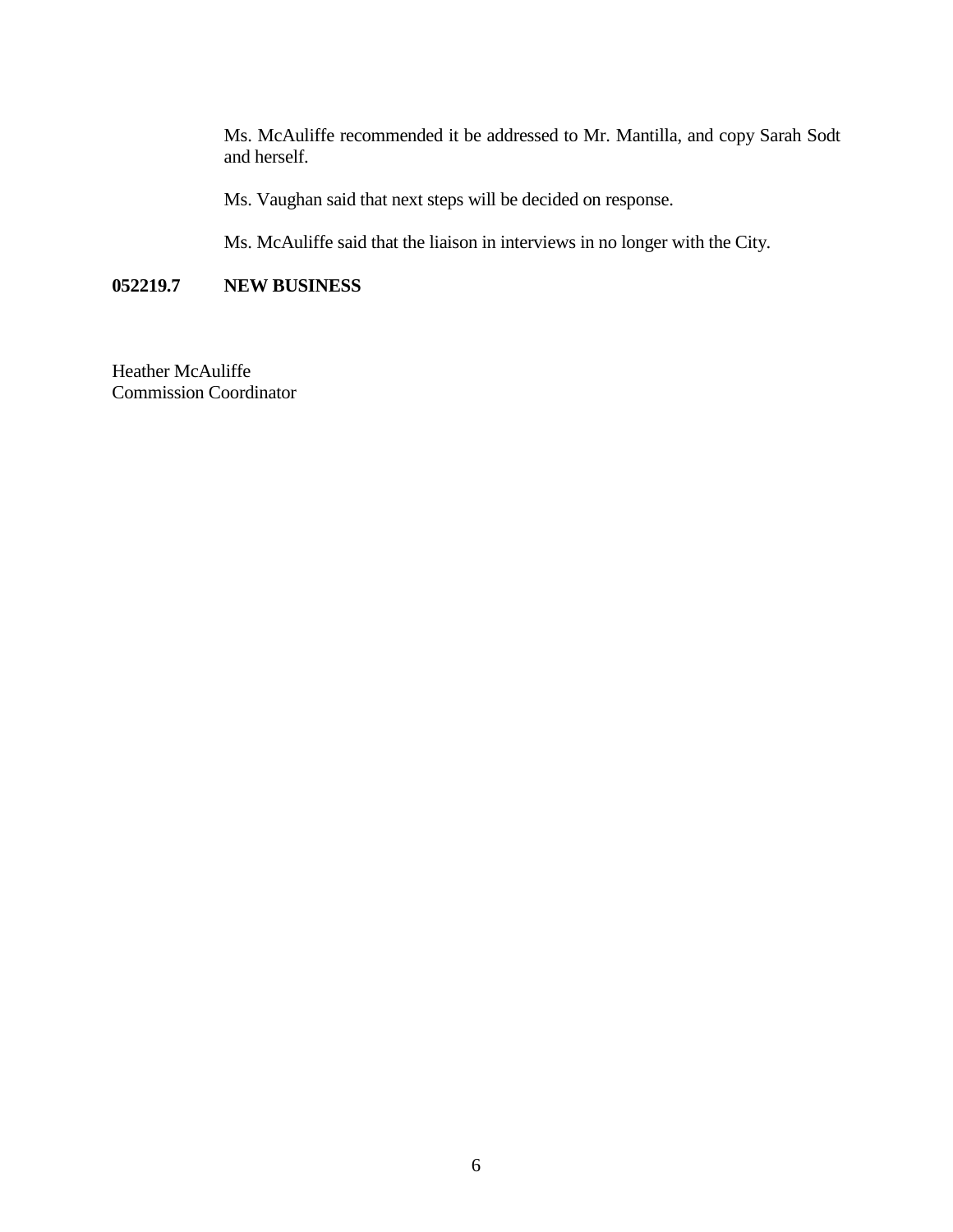Ms. McAuliffe recommended it be addressed to Mr. Mantilla, and copy Sarah Sodt and herself.

Ms. Vaughan said that next steps will be decided on response.

Ms. McAuliffe said that the liaison in interviews in no longer with the City.

**052219.7 NEW BUSINESS**

Heather McAuliffe
Commission Coordinator